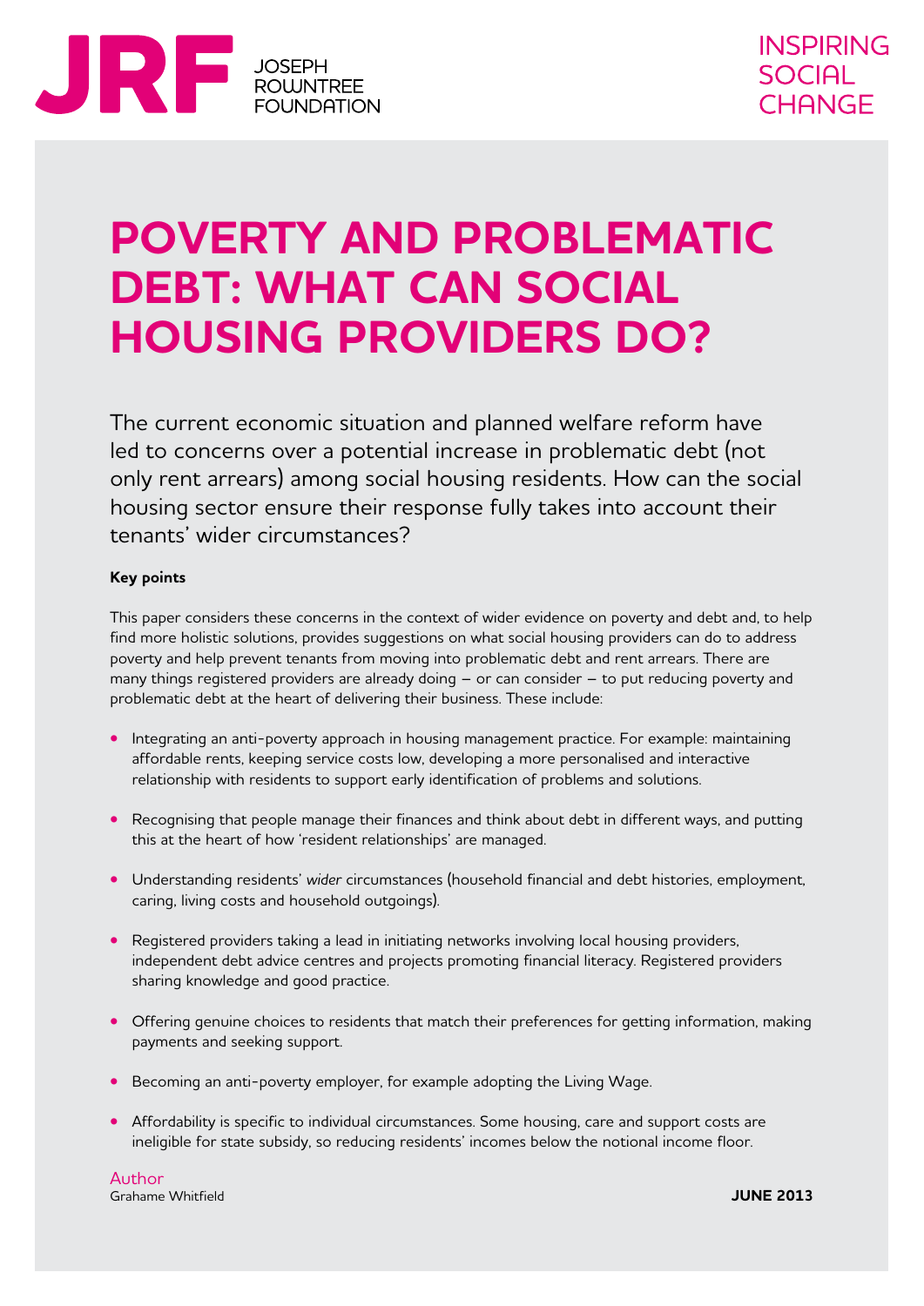JRF JOSEPH ROWNTREE FOUNDATION

INSPIRING SOCIAL CHANGE

# POVERTY AND PROBLEMATIC DEBT: WHAT CAN SOCIAL HOUSING PROVIDERS DO?

The current economic situation and planned welfare reform have led to concerns over a potential increase in problematic debt (not only rent arrears) among social housing residents. How can the social housing sector ensure their response fully takes into account their tenants' wider circumstances?

**Key points**

This paper considers these concerns in the context of wider evidence on poverty and debt and, to help find more holistic solutions, provides suggestions on what social housing providers can do to address poverty and help prevent tenants from moving into problematic debt and rent arrears. There are many things registered providers are already doing – or can consider – to put reducing poverty and problematic debt at the heart of delivering their business. These include:

- Integrating an anti-poverty approach in housing management practice. For example: maintaining affordable rents, keeping service costs low, developing a more personalised and interactive relationship with residents to support early identification of problems and solutions.
- Recognising that people manage their finances and think about debt in different ways, and putting this at the heart of how 'resident relationships' are managed.
- Understanding residents' *wider* circumstances (household financial and debt histories, employment, caring, living costs and household outgoings).
- Registered providers taking a lead in initiating networks involving local housing providers, independent debt advice centres and projects promoting financial literacy. Registered providers sharing knowledge and good practice.
- Offering genuine choices to residents that match their preferences for getting information, making payments and seeking support.
- Becoming an anti-poverty employer, for example adopting the Living Wage.
- Affordability is specific to individual circumstances. Some housing, care and support costs are ineligible for state subsidy, so reducing residents' incomes below the notional income floor.

Author
Grahame Whitfield

**JUNE 2013**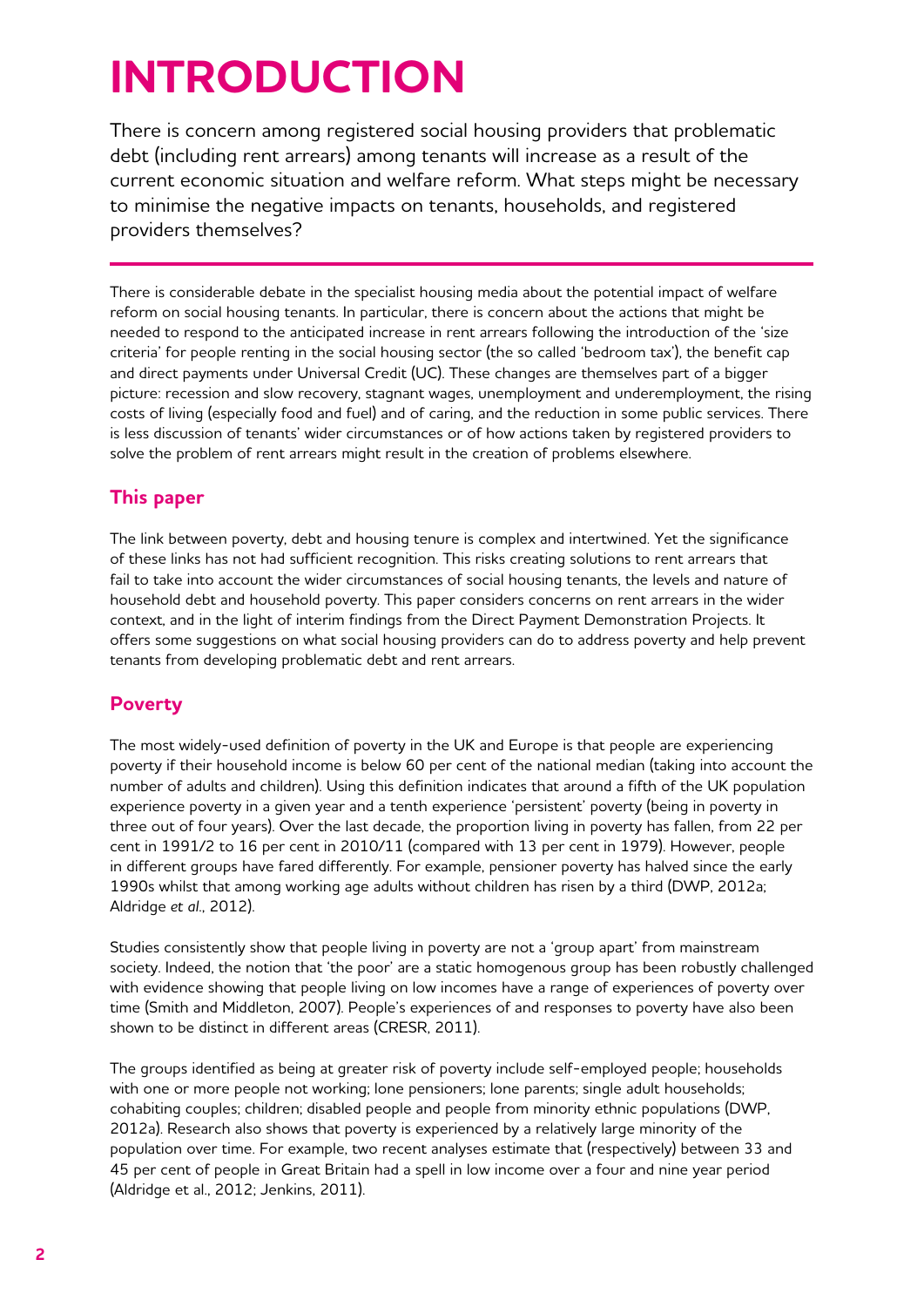# INTRODUCTION

There is concern among registered social housing providers that problematic debt (including rent arrears) among tenants will increase as a result of the current economic situation and welfare reform. What steps might be necessary to minimise the negative impacts on tenants, households, and registered providers themselves?

There is considerable debate in the specialist housing media about the potential impact of welfare reform on social housing tenants. In particular, there is concern about the actions that might be needed to respond to the anticipated increase in rent arrears following the introduction of the 'size criteria' for people renting in the social housing sector (the so called 'bedroom tax'), the benefit cap and direct payments under Universal Credit (UC). These changes are themselves part of a bigger picture: recession and slow recovery, stagnant wages, unemployment and underemployment, the rising costs of living (especially food and fuel) and of caring, and the reduction in some public services. There is less discussion of tenants' wider circumstances or of how actions taken by registered providers to solve the problem of rent arrears might result in the creation of problems elsewhere.

## This paper

The link between poverty, debt and housing tenure is complex and intertwined. Yet the significance of these links has not had sufficient recognition. This risks creating solutions to rent arrears that fail to take into account the wider circumstances of social housing tenants, the levels and nature of household debt and household poverty. This paper considers concerns on rent arrears in the wider context, and in the light of interim findings from the Direct Payment Demonstration Projects. It offers some suggestions on what social housing providers can do to address poverty and help prevent tenants from developing problematic debt and rent arrears.

## Poverty

The most widely-used definition of poverty in the UK and Europe is that people are experiencing poverty if their household income is below 60 per cent of the national median (taking into account the number of adults and children). Using this definition indicates that around a fifth of the UK population experience poverty in a given year and a tenth experience 'persistent' poverty (being in poverty in three out of four years). Over the last decade, the proportion living in poverty has fallen, from 22 per cent in 1991/2 to 16 per cent in 2010/11 (compared with 13 per cent in 1979). However, people in different groups have fared differently. For example, pensioner poverty has halved since the early 1990s whilst that among working age adults without children has risen by a third (DWP, 2012a; Aldridge *et al.*, 2012).

Studies consistently show that people living in poverty are not a 'group apart' from mainstream society. Indeed, the notion that 'the poor' are a static homogenous group has been robustly challenged with evidence showing that people living on low incomes have a range of experiences of poverty over time (Smith and Middleton, 2007). People's experiences of and responses to poverty have also been shown to be distinct in different areas (CRESR, 2011).

The groups identified as being at greater risk of poverty include self-employed people; households with one or more people not working; lone pensioners; lone parents; single adult households; cohabiting couples; children; disabled people and people from minority ethnic populations (DWP, 2012a). Research also shows that poverty is experienced by a relatively large minority of the population over time. For example, two recent analyses estimate that (respectively) between 33 and 45 per cent of people in Great Britain had a spell in low income over a four and nine year period (Aldridge et al., 2012; Jenkins, 2011).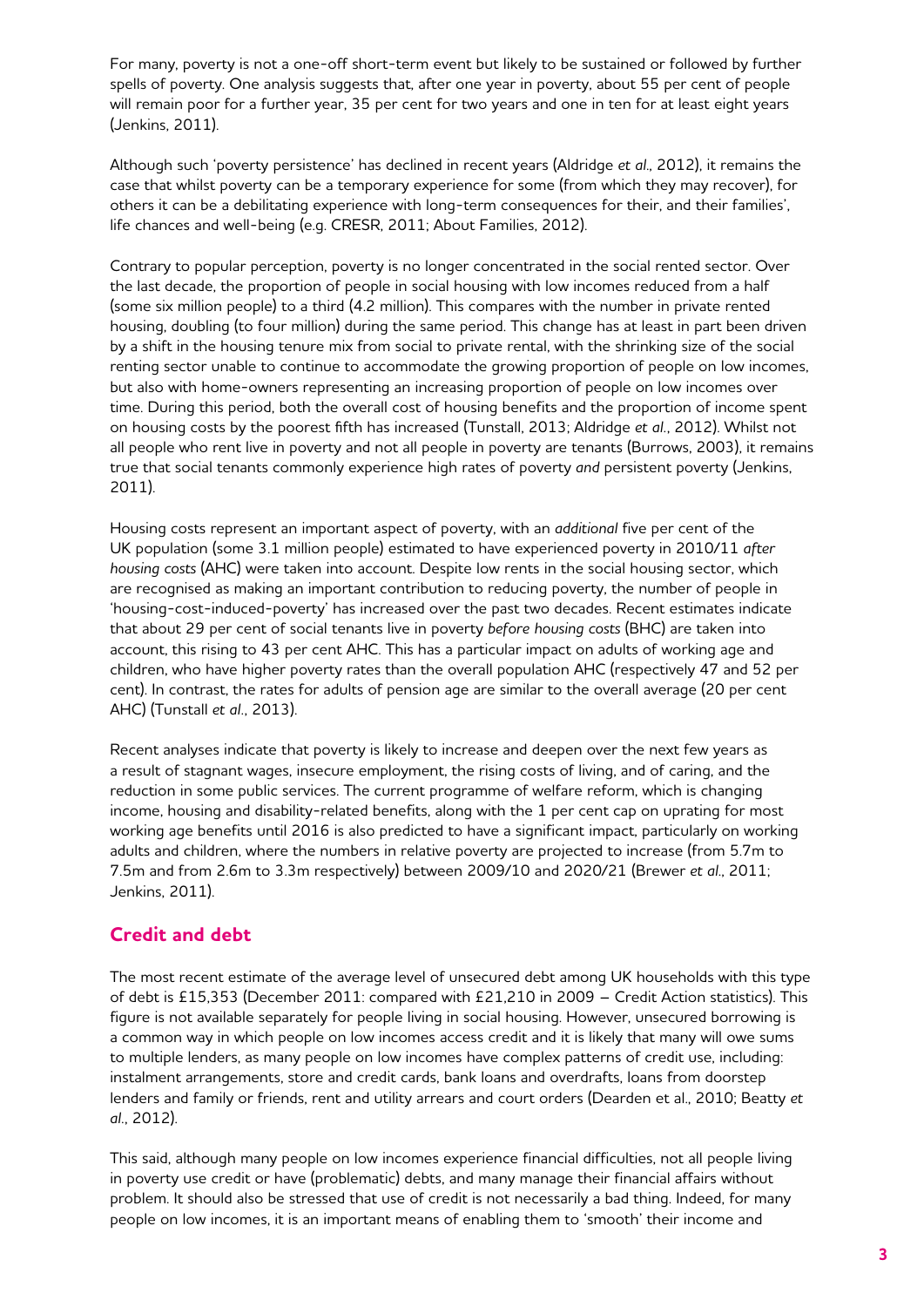For many, poverty is not a one-off short-term event but likely to be sustained or followed by further spells of poverty. One analysis suggests that, after one year in poverty, about 55 per cent of people will remain poor for a further year, 35 per cent for two years and one in ten for at least eight years (Jenkins, 2011).

Although such 'poverty persistence' has declined in recent years (Aldridge *et al.*, 2012), it remains the case that whilst poverty can be a temporary experience for some (from which they may recover), for others it can be a debilitating experience with long-term consequences for their, and their families', life chances and well-being (e.g. CRESR, 2011; About Families, 2012).

Contrary to popular perception, poverty is no longer concentrated in the social rented sector. Over the last decade, the proportion of people in social housing with low incomes reduced from a half (some six million people) to a third (4.2 million). This compares with the number in private rented housing, doubling (to four million) during the same period. This change has at least in part been driven by a shift in the housing tenure mix from social to private rental, with the shrinking size of the social renting sector unable to continue to accommodate the growing proportion of people on low incomes, but also with home-owners representing an increasing proportion of people on low incomes over time. During this period, both the overall cost of housing benefits and the proportion of income spent on housing costs by the poorest fifth has increased (Tunstall, 2013; Aldridge *et al.*, 2012). Whilst not all people who rent live in poverty and not all people in poverty are tenants (Burrows, 2003), it remains true that social tenants commonly experience high rates of poverty *and* persistent poverty (Jenkins, 2011).

Housing costs represent an important aspect of poverty, with an *additional* five per cent of the UK population (some 3.1 million people) estimated to have experienced poverty in 2010/11 *after housing costs* (AHC) were taken into account. Despite low rents in the social housing sector, which are recognised as making an important contribution to reducing poverty, the number of people in 'housing-cost-induced-poverty' has increased over the past two decades. Recent estimates indicate that about 29 per cent of social tenants live in poverty *before housing costs* (BHC) are taken into account, this rising to 43 per cent AHC. This has a particular impact on adults of working age and children, who have higher poverty rates than the overall population AHC (respectively 47 and 52 per cent). In contrast, the rates for adults of pension age are similar to the overall average (20 per cent AHC) (Tunstall *et al.*, 2013).

Recent analyses indicate that poverty is likely to increase and deepen over the next few years as a result of stagnant wages, insecure employment, the rising costs of living, and of caring, and the reduction in some public services. The current programme of welfare reform, which is changing income, housing and disability-related benefits, along with the 1 per cent cap on uprating for most working age benefits until 2016 is also predicted to have a significant impact, particularly on working adults and children, where the numbers in relative poverty are projected to increase (from 5.7m to 7.5m and from 2.6m to 3.3m respectively) between 2009/10 and 2020/21 (Brewer *et al.*, 2011; Jenkins, 2011).

## Credit and debt

The most recent estimate of the average level of unsecured debt among UK households with this type of debt is £15,353 (December 2011: compared with £21,210 in 2009 – Credit Action statistics). This figure is not available separately for people living in social housing. However, unsecured borrowing is a common way in which people on low incomes access credit and it is likely that many will owe sums to multiple lenders, as many people on low incomes have complex patterns of credit use, including: instalment arrangements, store and credit cards, bank loans and overdrafts, loans from doorstep lenders and family or friends, rent and utility arrears and court orders (Dearden et al., 2010; Beatty *et al.*, 2012).

This said, although many people on low incomes experience financial difficulties, not all people living in poverty use credit or have (problematic) debts, and many manage their financial affairs without problem. It should also be stressed that use of credit is not necessarily a bad thing. Indeed, for many people on low incomes, it is an important means of enabling them to 'smooth' their income and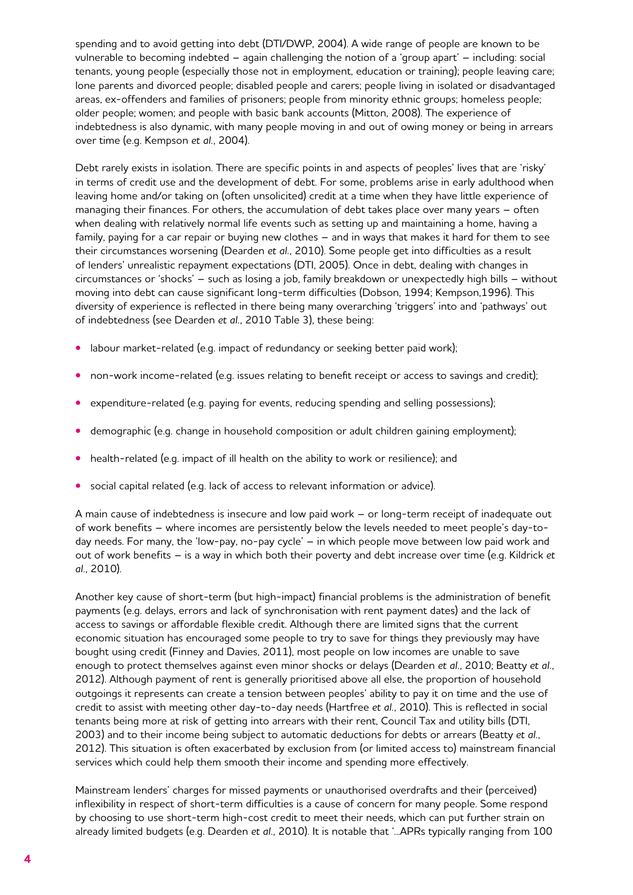spending and to avoid getting into debt (DTI/DWP, 2004). A wide range of people are known to be vulnerable to becoming indebted – again challenging the notion of a 'group apart' – including: social tenants, young people (especially those not in employment, education or training); people leaving care; lone parents and divorced people; disabled people and carers; people living in isolated or disadvantaged areas, ex-offenders and families of prisoners; people from minority ethnic groups; homeless people; older people; women; and people with basic bank accounts (Mitton, 2008). The experience of indebtedness is also dynamic, with many people moving in and out of owing money or being in arrears over time (e.g. Kempson *et al.*, 2004).

Debt rarely exists in isolation. There are specific points in and aspects of peoples' lives that are 'risky' in terms of credit use and the development of debt. For some, problems arise in early adulthood when leaving home and/or taking on (often unsolicited) credit at a time when they have little experience of managing their finances. For others, the accumulation of debt takes place over many years – often when dealing with relatively normal life events such as setting up and maintaining a home, having a family, paying for a car repair or buying new clothes – and in ways that makes it hard for them to see their circumstances worsening (Dearden *et al.*, 2010). Some people get into difficulties as a result of lenders' unrealistic repayment expectations (DTI, 2005). Once in debt, dealing with changes in circumstances or 'shocks' – such as losing a job, family breakdown or unexpectedly high bills – without moving into debt can cause significant long-term difficulties (Dobson, 1994; Kempson,1996). This diversity of experience is reflected in there being many overarching 'triggers' into and 'pathways' out of indebtedness (see Dearden *et al.*, 2010 Table 3), these being:

- labour market-related (e.g. impact of redundancy or seeking better paid work);
- non-work income-related (e.g. issues relating to benefit receipt or access to savings and credit);
- expenditure-related (e.g. paying for events, reducing spending and selling possessions);
- demographic (e.g. change in household composition or adult children gaining employment);
- health-related (e.g. impact of ill health on the ability to work or resilience); and
- social capital related (e.g. lack of access to relevant information or advice).

A main cause of indebtedness is insecure and low paid work – or long-term receipt of inadequate out of work benefits – where incomes are persistently below the levels needed to meet people's day-to-day needs. For many, the 'low-pay, no-pay cycle' – in which people move between low paid work and out of work benefits – is a way in which both their poverty and debt increase over time (e.g. Kildrick *et al.*, 2010).

Another key cause of short-term (but high-impact) financial problems is the administration of benefit payments (e.g. delays, errors and lack of synchronisation with rent payment dates) and the lack of access to savings or affordable flexible credit. Although there are limited signs that the current economic situation has encouraged some people to try to save for things they previously may have bought using credit (Finney and Davies, 2011), most people on low incomes are unable to save enough to protect themselves against even minor shocks or delays (Dearden *et al.*, 2010; Beatty *et al.*, 2012). Although payment of rent is generally prioritised above all else, the proportion of household outgoings it represents can create a tension between peoples' ability to pay it on time and the use of credit to assist with meeting other day-to-day needs (Hartfree *et al.*, 2010). This is reflected in social tenants being more at risk of getting into arrears with their rent, Council Tax and utility bills (DTI, 2003) and to their income being subject to automatic deductions for debts or arrears (Beatty *et al.*, 2012). This situation is often exacerbated by exclusion from (or limited access to) mainstream financial services which could help them smooth their income and spending more effectively.

Mainstream lenders' charges for missed payments or unauthorised overdrafts and their (perceived) inflexibility in respect of short-term difficulties is a cause of concern for many people. Some respond by choosing to use short-term high-cost credit to meet their needs, which can put further strain on already limited budgets (e.g. Dearden *et al.*, 2010). It is notable that '...APRs typically ranging from 100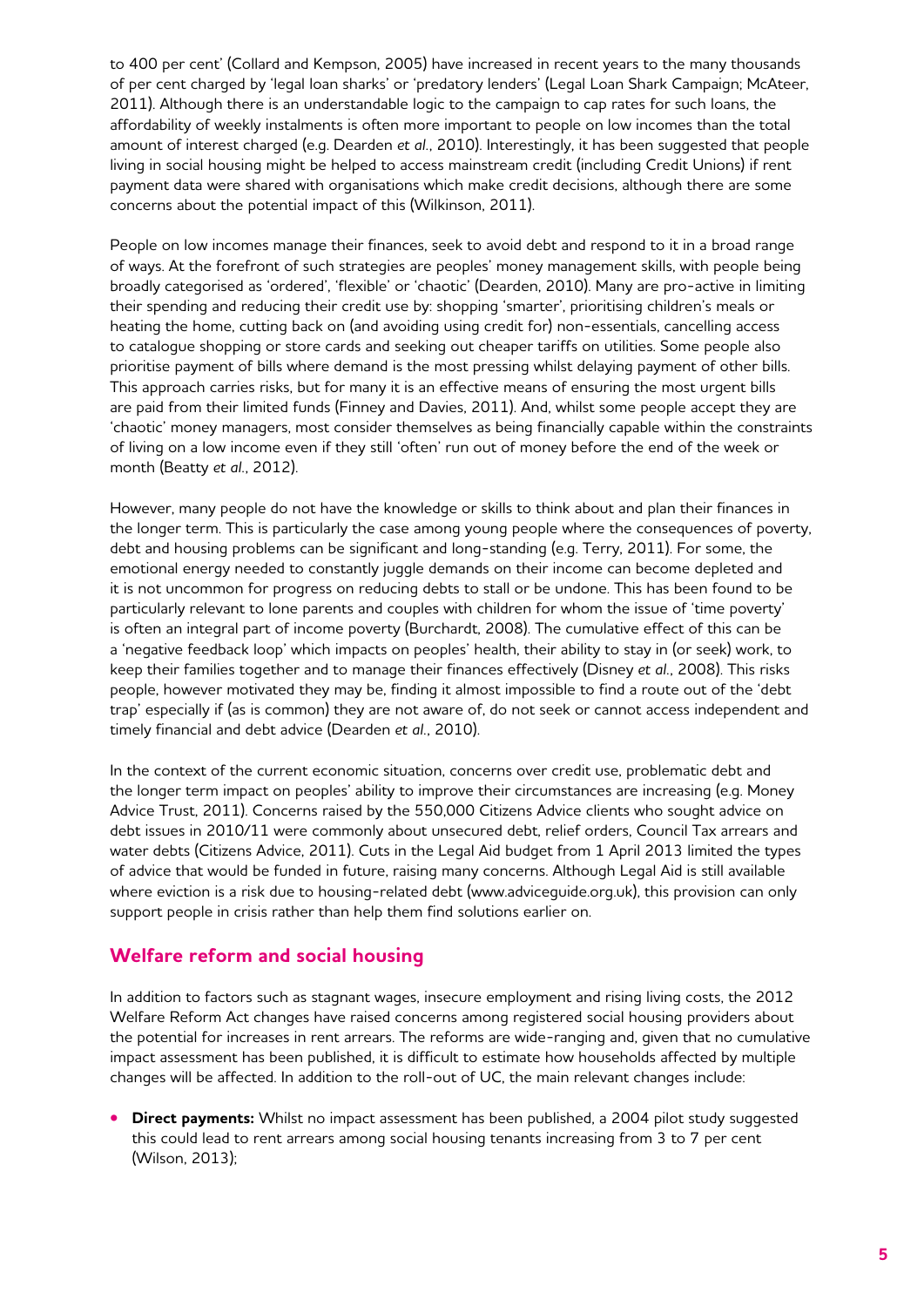to 400 per cent' (Collard and Kempson, 2005) have increased in recent years to the many thousands of per cent charged by 'legal loan sharks' or 'predatory lenders' (Legal Loan Shark Campaign; McAteer, 2011). Although there is an understandable logic to the campaign to cap rates for such loans, the affordability of weekly instalments is often more important to people on low incomes than the total amount of interest charged (e.g. Dearden *et al*., 2010). Interestingly, it has been suggested that people living in social housing might be helped to access mainstream credit (including Credit Unions) if rent payment data were shared with organisations which make credit decisions, although there are some concerns about the potential impact of this (Wilkinson, 2011).

People on low incomes manage their finances, seek to avoid debt and respond to it in a broad range of ways. At the forefront of such strategies are peoples' money management skills, with people being broadly categorised as 'ordered', 'flexible' or 'chaotic' (Dearden, 2010). Many are pro-active in limiting their spending and reducing their credit use by: shopping 'smarter', prioritising children's meals or heating the home, cutting back on (and avoiding using credit for) non-essentials, cancelling access to catalogue shopping or store cards and seeking out cheaper tariffs on utilities. Some people also prioritise payment of bills where demand is the most pressing whilst delaying payment of other bills. This approach carries risks, but for many it is an effective means of ensuring the most urgent bills are paid from their limited funds (Finney and Davies, 2011). And, whilst some people accept they are 'chaotic' money managers, most consider themselves as being financially capable within the constraints of living on a low income even if they still 'often' run out of money before the end of the week or month (Beatty *et al*., 2012).

However, many people do not have the knowledge or skills to think about and plan their finances in the longer term. This is particularly the case among young people where the consequences of poverty, debt and housing problems can be significant and long-standing (e.g. Terry, 2011). For some, the emotional energy needed to constantly juggle demands on their income can become depleted and it is not uncommon for progress on reducing debts to stall or be undone. This has been found to be particularly relevant to lone parents and couples with children for whom the issue of 'time poverty' is often an integral part of income poverty (Burchardt, 2008). The cumulative effect of this can be a 'negative feedback loop' which impacts on peoples' health, their ability to stay in (or seek) work, to keep their families together and to manage their finances effectively (Disney *et al*., 2008). This risks people, however motivated they may be, finding it almost impossible to find a route out of the 'debt trap' especially if (as is common) they are not aware of, do not seek or cannot access independent and timely financial and debt advice (Dearden *et al*., 2010).

In the context of the current economic situation, concerns over credit use, problematic debt and the longer term impact on peoples' ability to improve their circumstances are increasing (e.g. Money Advice Trust, 2011). Concerns raised by the 550,000 Citizens Advice clients who sought advice on debt issues in 2010/11 were commonly about unsecured debt, relief orders, Council Tax arrears and water debts (Citizens Advice, 2011). Cuts in the Legal Aid budget from 1 April 2013 limited the types of advice that would be funded in future, raising many concerns. Although Legal Aid is still available where eviction is a risk due to housing-related debt (www.adviceguide.org.uk), this provision can only support people in crisis rather than help them find solutions earlier on.

## Welfare reform and social housing

In addition to factors such as stagnant wages, insecure employment and rising living costs, the 2012 Welfare Reform Act changes have raised concerns among registered social housing providers about the potential for increases in rent arrears. The reforms are wide-ranging and, given that no cumulative impact assessment has been published, it is difficult to estimate how households affected by multiple changes will be affected. In addition to the roll-out of UC, the main relevant changes include:

- **Direct payments:** Whilst no impact assessment has been published, a 2004 pilot study suggested this could lead to rent arrears among social housing tenants increasing from 3 to 7 per cent (Wilson, 2013);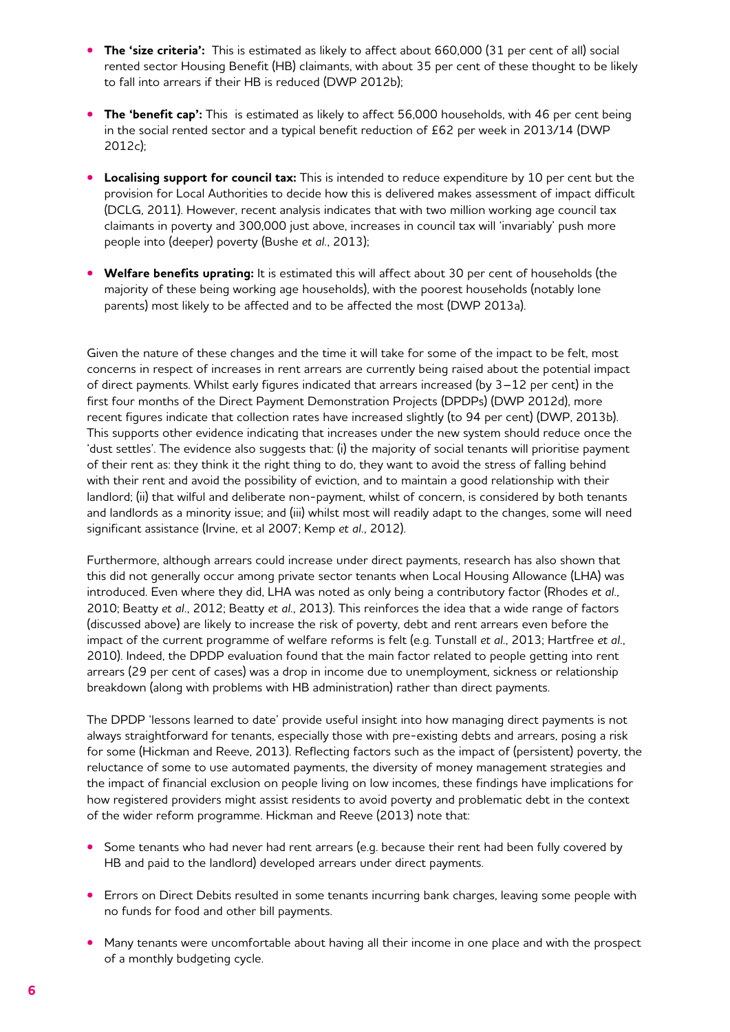- **The 'size criteria':** This is estimated as likely to affect about 660,000 (31 per cent of all) social rented sector Housing Benefit (HB) claimants, with about 35 per cent of these thought to be likely to fall into arrears if their HB is reduced (DWP 2012b);

- **The 'benefit cap':** This is estimated as likely to affect 56,000 households, with 46 per cent being in the social rented sector and a typical benefit reduction of £62 per week in 2013/14 (DWP 2012c);

- **Localising support for council tax:** This is intended to reduce expenditure by 10 per cent but the provision for Local Authorities to decide how this is delivered makes assessment of impact difficult (DCLG, 2011). However, recent analysis indicates that with two million working age council tax claimants in poverty and 300,000 just above, increases in council tax will 'invariably' push more people into (deeper) poverty (Bushe *et al.*, 2013);

- **Welfare benefits uprating:** It is estimated this will affect about 30 per cent of households (the majority of these being working age households), with the poorest households (notably lone parents) most likely to be affected and to be affected the most (DWP 2013a).

Given the nature of these changes and the time it will take for some of the impact to be felt, most concerns in respect of increases in rent arrears are currently being raised about the potential impact of direct payments. Whilst early figures indicated that arrears increased (by 3–12 per cent) in the first four months of the Direct Payment Demonstration Projects (DPDPs) (DWP 2012d), more recent figures indicate that collection rates have increased slightly (to 94 per cent) (DWP, 2013b). This supports other evidence indicating that increases under the new system should reduce once the 'dust settles'. The evidence also suggests that: (i) the majority of social tenants will prioritise payment of their rent as: they think it the right thing to do, they want to avoid the stress of falling behind with their rent and avoid the possibility of eviction, and to maintain a good relationship with their landlord; (ii) that wilful and deliberate non-payment, whilst of concern, is considered by both tenants and landlords as a minority issue; and (iii) whilst most will readily adapt to the changes, some will need significant assistance (Irvine, et al 2007; Kemp *et al.*, 2012).

Furthermore, although arrears could increase under direct payments, research has also shown that this did not generally occur among private sector tenants when Local Housing Allowance (LHA) was introduced. Even where they did, LHA was noted as only being a contributory factor (Rhodes *et al.*, 2010; Beatty *et al.*, 2012; Beatty *et al.*, 2013). This reinforces the idea that a wide range of factors (discussed above) are likely to increase the risk of poverty, debt and rent arrears even before the impact of the current programme of welfare reforms is felt (e.g. Tunstall *et al.*, 2013; Hartfree *et al.*, 2010). Indeed, the DPDP evaluation found that the main factor related to people getting into rent arrears (29 per cent of cases) was a drop in income due to unemployment, sickness or relationship breakdown (along with problems with HB administration) rather than direct payments.

The DPDP 'lessons learned to date' provide useful insight into how managing direct payments is not always straightforward for tenants, especially those with pre-existing debts and arrears, posing a risk for some (Hickman and Reeve, 2013). Reflecting factors such as the impact of (persistent) poverty, the reluctance of some to use automated payments, the diversity of money management strategies and the impact of financial exclusion on people living on low incomes, these findings have implications for how registered providers might assist residents to avoid poverty and problematic debt in the context of the wider reform programme. Hickman and Reeve (2013) note that:

- Some tenants who had never had rent arrears (e.g. because their rent had been fully covered by HB and paid to the landlord) developed arrears under direct payments.

- Errors on Direct Debits resulted in some tenants incurring bank charges, leaving some people with no funds for food and other bill payments.

- Many tenants were uncomfortable about having all their income in one place and with the prospect of a monthly budgeting cycle.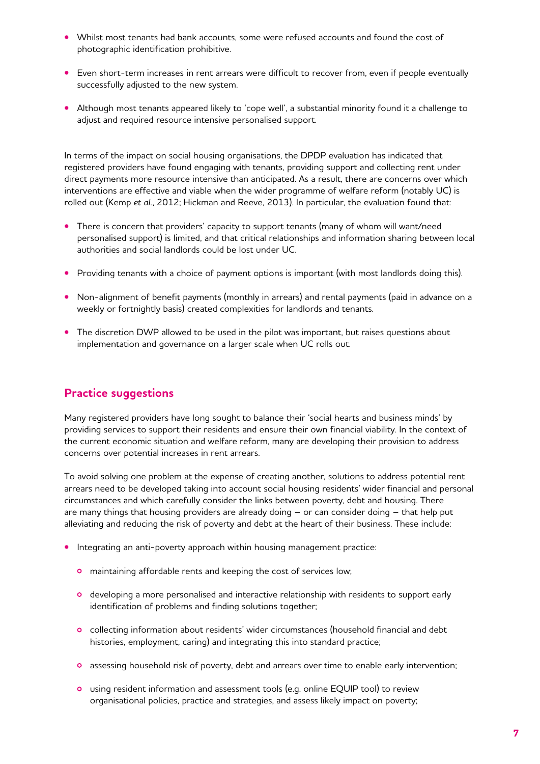- Whilst most tenants had bank accounts, some were refused accounts and found the cost of photographic identification prohibitive.
- Even short-term increases in rent arrears were difficult to recover from, even if people eventually successfully adjusted to the new system.
- Although most tenants appeared likely to 'cope well', a substantial minority found it a challenge to adjust and required resource intensive personalised support.

In terms of the impact on social housing organisations, the DPDP evaluation has indicated that registered providers have found engaging with tenants, providing support and collecting rent under direct payments more resource intensive than anticipated. As a result, there are concerns over which interventions are effective and viable when the wider programme of welfare reform (notably UC) is rolled out (Kemp *et al*., 2012; Hickman and Reeve, 2013). In particular, the evaluation found that:

- There is concern that providers' capacity to support tenants (many of whom will want/need personalised support) is limited, and that critical relationships and information sharing between local authorities and social landlords could be lost under UC.
- Providing tenants with a choice of payment options is important (with most landlords doing this).
- Non-alignment of benefit payments (monthly in arrears) and rental payments (paid in advance on a weekly or fortnightly basis) created complexities for landlords and tenants.
- The discretion DWP allowed to be used in the pilot was important, but raises questions about implementation and governance on a larger scale when UC rolls out.

## Practice suggestions

Many registered providers have long sought to balance their 'social hearts and business minds' by providing services to support their residents and ensure their own financial viability. In the context of the current economic situation and welfare reform, many are developing their provision to address concerns over potential increases in rent arrears.

To avoid solving one problem at the expense of creating another, solutions to address potential rent arrears need to be developed taking into account social housing residents' wider financial and personal circumstances and which carefully consider the links between poverty, debt and housing. There are many things that housing providers are already doing – or can consider doing – that help put alleviating and reducing the risk of poverty and debt at the heart of their business. These include:

- Integrating an anti-poverty approach within housing management practice:
  - maintaining affordable rents and keeping the cost of services low;
  - developing a more personalised and interactive relationship with residents to support early identification of problems and finding solutions together;
  - collecting information about residents' wider circumstances (household financial and debt histories, employment, caring) and integrating this into standard practice;
  - assessing household risk of poverty, debt and arrears over time to enable early intervention;
  - using resident information and assessment tools (e.g. online EQUIP tool) to review organisational policies, practice and strategies, and assess likely impact on poverty;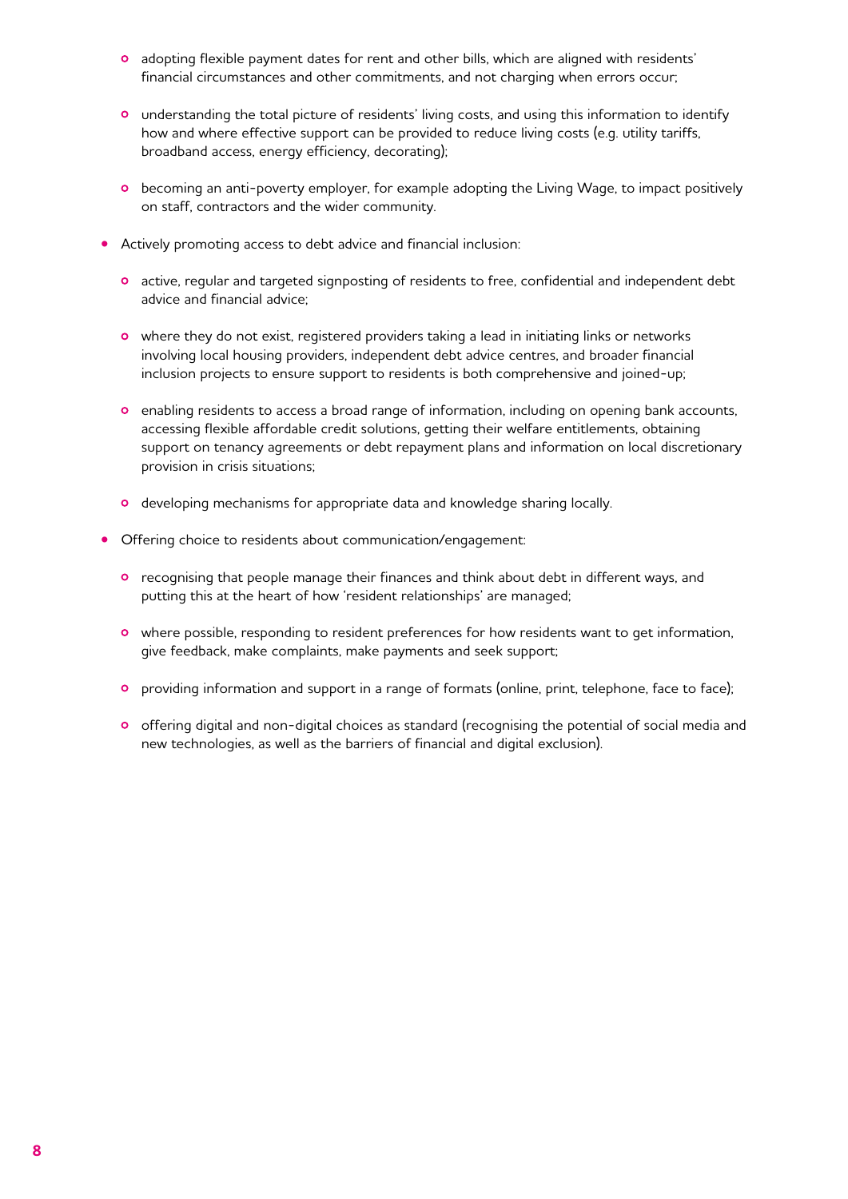- adopting flexible payment dates for rent and other bills, which are aligned with residents' financial circumstances and other commitments, and not charging when errors occur;
  - understanding the total picture of residents' living costs, and using this information to identify how and where effective support can be provided to reduce living costs (e.g. utility tariffs, broadband access, energy efficiency, decorating);
  - becoming an anti-poverty employer, for example adopting the Living Wage, to impact positively on staff, contractors and the wider community.

- Actively promoting access to debt advice and financial inclusion:
  - active, regular and targeted signposting of residents to free, confidential and independent debt advice and financial advice;
  - where they do not exist, registered providers taking a lead in initiating links or networks involving local housing providers, independent debt advice centres, and broader financial inclusion projects to ensure support to residents is both comprehensive and joined-up;
  - enabling residents to access a broad range of information, including on opening bank accounts, accessing flexible affordable credit solutions, getting their welfare entitlements, obtaining support on tenancy agreements or debt repayment plans and information on local discretionary provision in crisis situations;
  - developing mechanisms for appropriate data and knowledge sharing locally.

- Offering choice to residents about communication/engagement:
  - recognising that people manage their finances and think about debt in different ways, and putting this at the heart of how 'resident relationships' are managed;
  - where possible, responding to resident preferences for how residents want to get information, give feedback, make complaints, make payments and seek support;
  - providing information and support in a range of formats (online, print, telephone, face to face);
  - offering digital and non-digital choices as standard (recognising the potential of social media and new technologies, as well as the barriers of financial and digital exclusion).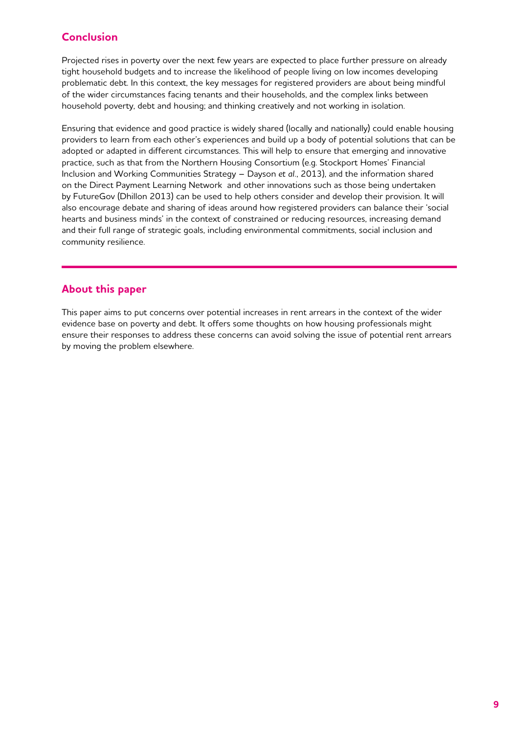## Conclusion

Projected rises in poverty over the next few years are expected to place further pressure on already tight household budgets and to increase the likelihood of people living on low incomes developing problematic debt. In this context, the key messages for registered providers are about being mindful of the wider circumstances facing tenants and their households, and the complex links between household poverty, debt and housing; and thinking creatively and not working in isolation.

Ensuring that evidence and good practice is widely shared (locally and nationally) could enable housing providers to learn from each other's experiences and build up a body of potential solutions that can be adopted or adapted in different circumstances. This will help to ensure that emerging and innovative practice, such as that from the Northern Housing Consortium (e.g. Stockport Homes' Financial Inclusion and Working Communities Strategy – Dayson *et al*., 2013), and the information shared on the Direct Payment Learning Network and other innovations such as those being undertaken by FutureGov (Dhillon 2013) can be used to help others consider and develop their provision. It will also encourage debate and sharing of ideas around how registered providers can balance their 'social hearts and business minds' in the context of constrained or reducing resources, increasing demand and their full range of strategic goals, including environmental commitments, social inclusion and community resilience.

## About this paper

This paper aims to put concerns over potential increases in rent arrears in the context of the wider evidence base on poverty and debt. It offers some thoughts on how housing professionals might ensure their responses to address these concerns can avoid solving the issue of potential rent arrears by moving the problem elsewhere.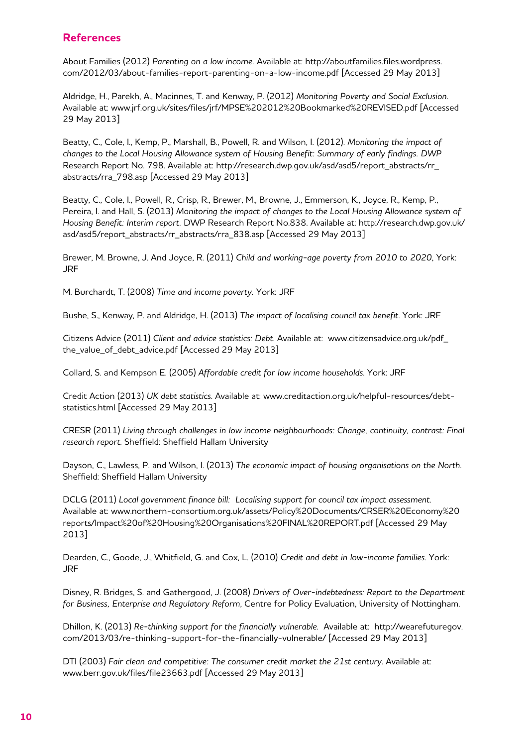## References

About Families (2012) *Parenting on a low income.* Available at: http://aboutfamilies.files.wordpress.com/2012/03/about-families-report-parenting-on-a-low-income.pdf [Accessed 29 May 2013]

Aldridge, H., Parekh, A., Macinnes, T. and Kenway, P. (2012) *Monitoring Poverty and Social Exclusion.* Available at: www.jrf.org.uk/sites/files/jrf/MPSE%202012%20Bookmarked%20REVISED.pdf [Accessed 29 May 2013]

Beatty, C., Cole, I., Kemp, P., Marshall, B., Powell, R. and Wilson, I. (2012). *Monitoring the impact of changes to the Local Housing Allowance system of Housing Benefit: Summary of early findings. DWP* Research Report No. 798. Available at: http://research.dwp.gov.uk/asd/asd5/report_abstracts/rr_abstracts/rra_798.asp [Accessed 29 May 2013]

Beatty, C., Cole, I., Powell, R., Crisp, R., Brewer, M., Browne, J., Emmerson, K., Joyce, R., Kemp, P., Pereira, I. and Hall, S. (2013) *Monitoring the impact of changes to the Local Housing Allowance system of Housing Benefit: Interim report.* DWP Research Report No.838. Available at: http://research.dwp.gov.uk/asd/asd5/report_abstracts/rr_abstracts/rra_838.asp [Accessed 29 May 2013]

Brewer, M. Browne, J. And Joyce, R. (2011) *Child and working-age poverty from 2010 to 2020*, York: JRF

M. Burchardt, T. (2008) *Time and income poverty.* York: JRF

Bushe, S., Kenway, P. and Aldridge, H. (2013) *The impact of localising council tax benefit.* York: JRF

Citizens Advice (2011) *Client and advice statistics: Debt.* Available at: www.citizensadvice.org.uk/pdf_the_value_of_debt_advice.pdf [Accessed 29 May 2013]

Collard, S. and Kempson E. (2005) *Affordable credit for low income households.* York: JRF

Credit Action (2013) *UK debt statistics.* Available at: www.creditaction.org.uk/helpful-resources/debt-statistics.html [Accessed 29 May 2013]

CRESR (2011) *Living through challenges in low income neighbourhoods: Change, continuity, contrast: Final research report.* Sheffield: Sheffield Hallam University

Dayson, C., Lawless, P. and Wilson, I. (2013) *The economic impact of housing organisations on the North.* Sheffield: Sheffield Hallam University

DCLG (2011) *Local government finance bill: Localising support for council tax impact assessment.* Available at: www.northern-consortium.org.uk/assets/Policy%20Documents/CRSER%20Economy%20reports/Impact%20of%20Housing%20Organisations%20FINAL%20REPORT.pdf [Accessed 29 May 2013]

Dearden, C., Goode, J., Whitfield, G. and Cox, L. (2010) *Credit and debt in low-income families.* York: JRF

Disney, R. Bridges, S. and Gathergood, J. (2008) *Drivers of Over-indebtedness: Report to the Department for Business, Enterprise and Regulatory Reform*, Centre for Policy Evaluation, University of Nottingham.

Dhillon, K. (2013) *Re-thinking support for the financially vulnerable.* Available at: http://wearefuturegov.com/2013/03/re-thinking-support-for-the-financially-vulnerable/ [Accessed 29 May 2013]

DTI (2003) *Fair clean and competitive: The consumer credit market the 21st century.* Available at: www.berr.gov.uk/files/file23663.pdf [Accessed 29 May 2013]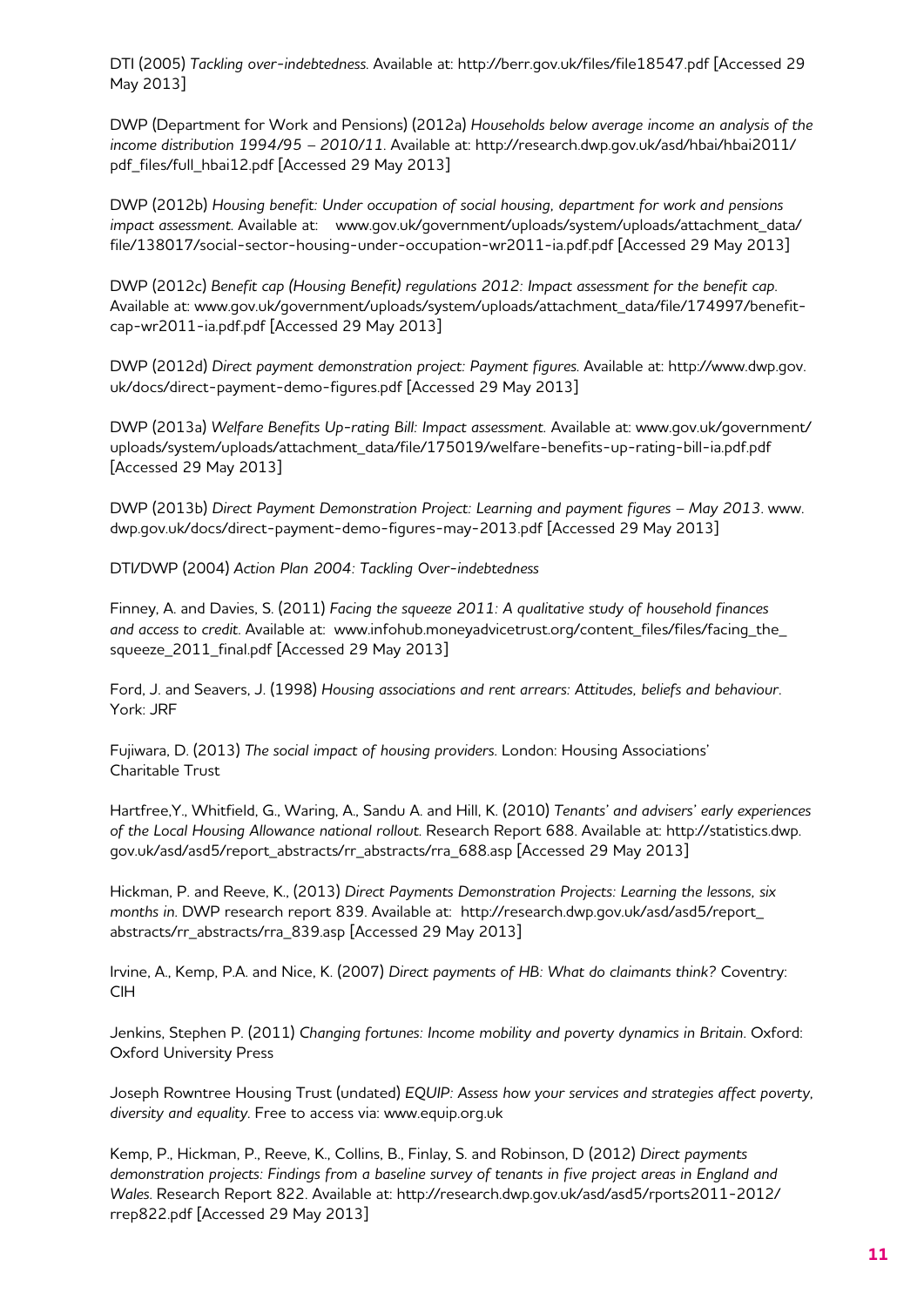DTI (2005) *Tackling over-indebtedness.* Available at: http://berr.gov.uk/files/file18547.pdf [Accessed 29 May 2013]

DWP (Department for Work and Pensions) (2012a) *Households below average income an analysis of the income distribution 1994/95 – 2010/11*. Available at: http://research.dwp.gov.uk/asd/hbai/hbai2011/pdf_files/full_hbai12.pdf [Accessed 29 May 2013]

DWP (2012b) *Housing benefit: Under occupation of social housing, department for work and pensions impact assessment.* Available at: www.gov.uk/government/uploads/system/uploads/attachment_data/file/138017/social-sector-housing-under-occupation-wr2011-ia.pdf.pdf [Accessed 29 May 2013]

DWP (2012c) *Benefit cap (Housing Benefit) regulations 2012: Impact assessment for the benefit cap.* Available at: www.gov.uk/government/uploads/system/uploads/attachment_data/file/174997/benefit-cap-wr2011-ia.pdf.pdf [Accessed 29 May 2013]

DWP (2012d) *Direct payment demonstration project: Payment figures.* Available at: http://www.dwp.gov.uk/docs/direct-payment-demo-figures.pdf [Accessed 29 May 2013]

DWP (2013a) *Welfare Benefits Up-rating Bill: Impact assessment*. Available at: www.gov.uk/government/uploads/system/uploads/attachment_data/file/175019/welfare-benefits-up-rating-bill-ia.pdf.pdf [Accessed 29 May 2013]

DWP (2013b) *Direct Payment Demonstration Project: Learning and payment figures – May 2013*. www.dwp.gov.uk/docs/direct-payment-demo-figures-may-2013.pdf [Accessed 29 May 2013]

DTI/DWP (2004) *Action Plan 2004: Tackling Over-indebtedness*

Finney, A. and Davies, S. (2011) *Facing the squeeze 2011: A qualitative study of household finances and access to credit*. Available at: www.infohub.moneyadvicetrust.org/content_files/files/facing_the_squeeze_2011_final.pdf [Accessed 29 May 2013]

Ford, J. and Seavers, J. (1998) *Housing associations and rent arrears: Attitudes, beliefs and behaviour*. York: JRF

Fujiwara, D. (2013) *The social impact of housing providers*. London: Housing Associations' Charitable Trust

Hartfree,Y., Whitfield, G., Waring, A., Sandu A. and Hill, K. (2010) *Tenants' and advisers' early experiences of the Local Housing Allowance national rollout.* Research Report 688. Available at: http://statistics.dwp.gov.uk/asd/asd5/report_abstracts/rr_abstracts/rra_688.asp [Accessed 29 May 2013]

Hickman, P. and Reeve, K., (2013) *Direct Payments Demonstration Projects: Learning the lessons, six months in.* DWP research report 839. Available at: http://research.dwp.gov.uk/asd/asd5/report_abstracts/rr_abstracts/rra_839.asp [Accessed 29 May 2013]

Irvine, A., Kemp, P.A. and Nice, K. (2007) *Direct payments of HB: What do claimants think?* Coventry: CIH

Jenkins, Stephen P. (2011) *Changing fortunes: Income mobility and poverty dynamics in Britain*. Oxford: Oxford University Press

Joseph Rowntree Housing Trust (undated) *EQUIP: Assess how your services and strategies affect poverty, diversity and equality*. Free to access via: www.equip.org.uk

Kemp, P., Hickman, P., Reeve, K., Collins, B., Finlay, S. and Robinson, D (2012) *Direct payments demonstration projects: Findings from a baseline survey of tenants in five project areas in England and Wales.* Research Report 822. Available at: http://research.dwp.gov.uk/asd/asd5/rports2011-2012/rrep822.pdf [Accessed 29 May 2013]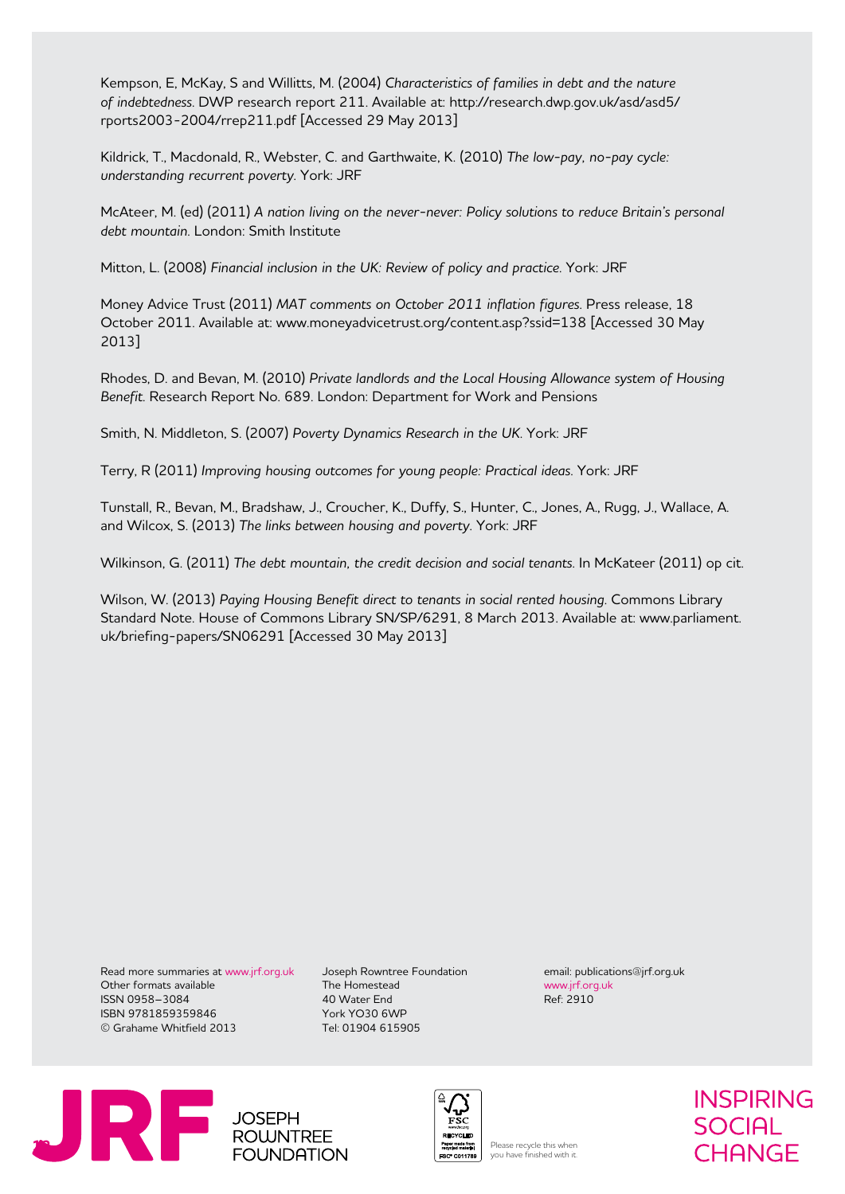Kempson, E, McKay, S and Willitts, M. (2004) *Characteristics of families in debt and the nature of indebtedness*. DWP research report 211. Available at: http://research.dwp.gov.uk/asd/asd5/rports2003-2004/rrep211.pdf [Accessed 29 May 2013]

Kildrick, T., Macdonald, R., Webster, C. and Garthwaite, K. (2010) *The low-pay, no-pay cycle: understanding recurrent poverty*. York: JRF

McAteer, M. (ed) (2011) *A nation living on the never-never: Policy solutions to reduce Britain's personal debt mountain*. London: Smith Institute

Mitton, L. (2008) *Financial inclusion in the UK: Review of policy and practice*. York: JRF

Money Advice Trust (2011) *MAT comments on October 2011 inflation figures*. Press release, 18 October 2011. Available at: www.moneyadvicetrust.org/content.asp?ssid=138 [Accessed 30 May 2013]

Rhodes, D. and Bevan, M. (2010) *Private landlords and the Local Housing Allowance system of Housing Benefit*. Research Report No. 689. London: Department for Work and Pensions

Smith, N. Middleton, S. (2007) *Poverty Dynamics Research in the UK*. York: JRF

Terry, R (2011) *Improving housing outcomes for young people: Practical ideas*. York: JRF

Tunstall, R., Bevan, M., Bradshaw, J., Croucher, K., Duffy, S., Hunter, C., Jones, A., Rugg, J., Wallace, A. and Wilcox, S. (2013) *The links between housing and poverty*. York: JRF

Wilkinson, G. (2011) *The debt mountain, the credit decision and social tenants*. In McKateer (2011) op cit.

Wilson, W. (2013) *Paying Housing Benefit direct to tenants in social rented housing*. Commons Library Standard Note. House of Commons Library SN/SP/6291, 8 March 2013. Available at: www.parliament.uk/briefing-papers/SN06291 [Accessed 30 May 2013]

Read more summaries at www.jrf.org.uk
Other formats available
ISSN 0958–3084
ISBN 9781859359846
© Grahame Whitfield 2013

Joseph Rowntree Foundation
The Homestead
40 Water End
York YO30 6WP
Tel: 01904 615905

email: publications@jrf.org.uk
www.jrf.org.uk
Ref: 2910

JRF JOSEPH ROWNTREE FOUNDATION

Please recycle this when you have finished with it.

INSPIRING SOCIAL CHANGE